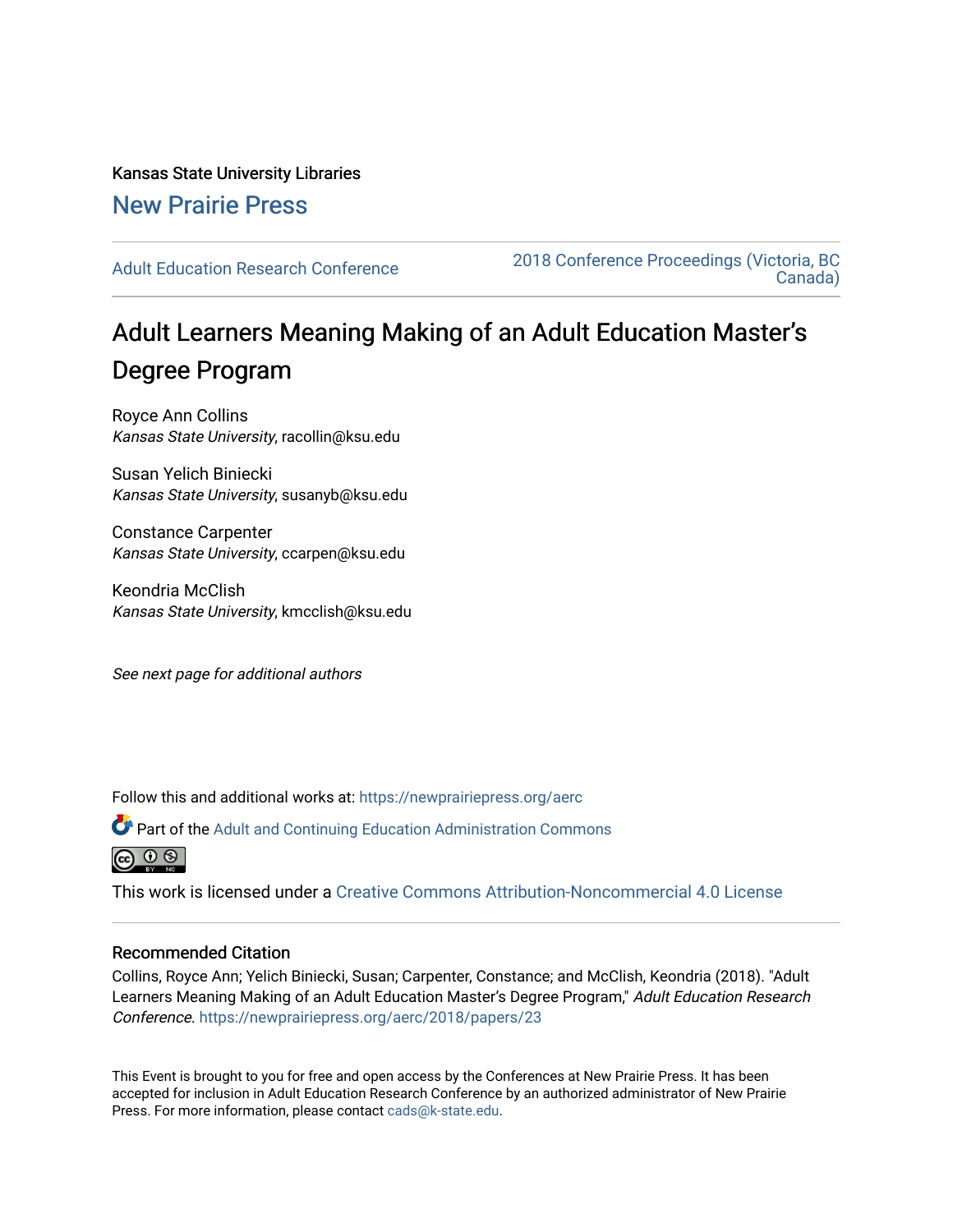Kansas State University Libraries

New Prairie Press

Adult Education Research Conference

2018 Conference Proceedings (Victoria, BC Canada)

# Adult Learners Meaning Making of an Adult Education Master's Degree Program

Royce Ann Collins
*Kansas State University*, racollin@ksu.edu

Susan Yelich Biniecki
*Kansas State University*, susanyb@ksu.edu

Constance Carpenter
*Kansas State University*, ccarpen@ksu.edu

Keondria McClish
*Kansas State University*, kmcclish@ksu.edu

*See next page for additional authors*

Follow this and additional works at: https://newprairiepress.org/aerc

Part of the Adult and Continuing Education Administration Commons

This work is licensed under a Creative Commons Attribution-Noncommercial 4.0 License

## Recommended Citation

Collins, Royce Ann; Yelich Biniecki, Susan; Carpenter, Constance; and McClish, Keondria (2018). "Adult Learners Meaning Making of an Adult Education Master's Degree Program," *Adult Education Research Conference*. https://newprairiepress.org/aerc/2018/papers/23

This Event is brought to you for free and open access by the Conferences at New Prairie Press. It has been accepted for inclusion in Adult Education Research Conference by an authorized administrator of New Prairie Press. For more information, please contact cads@k-state.edu.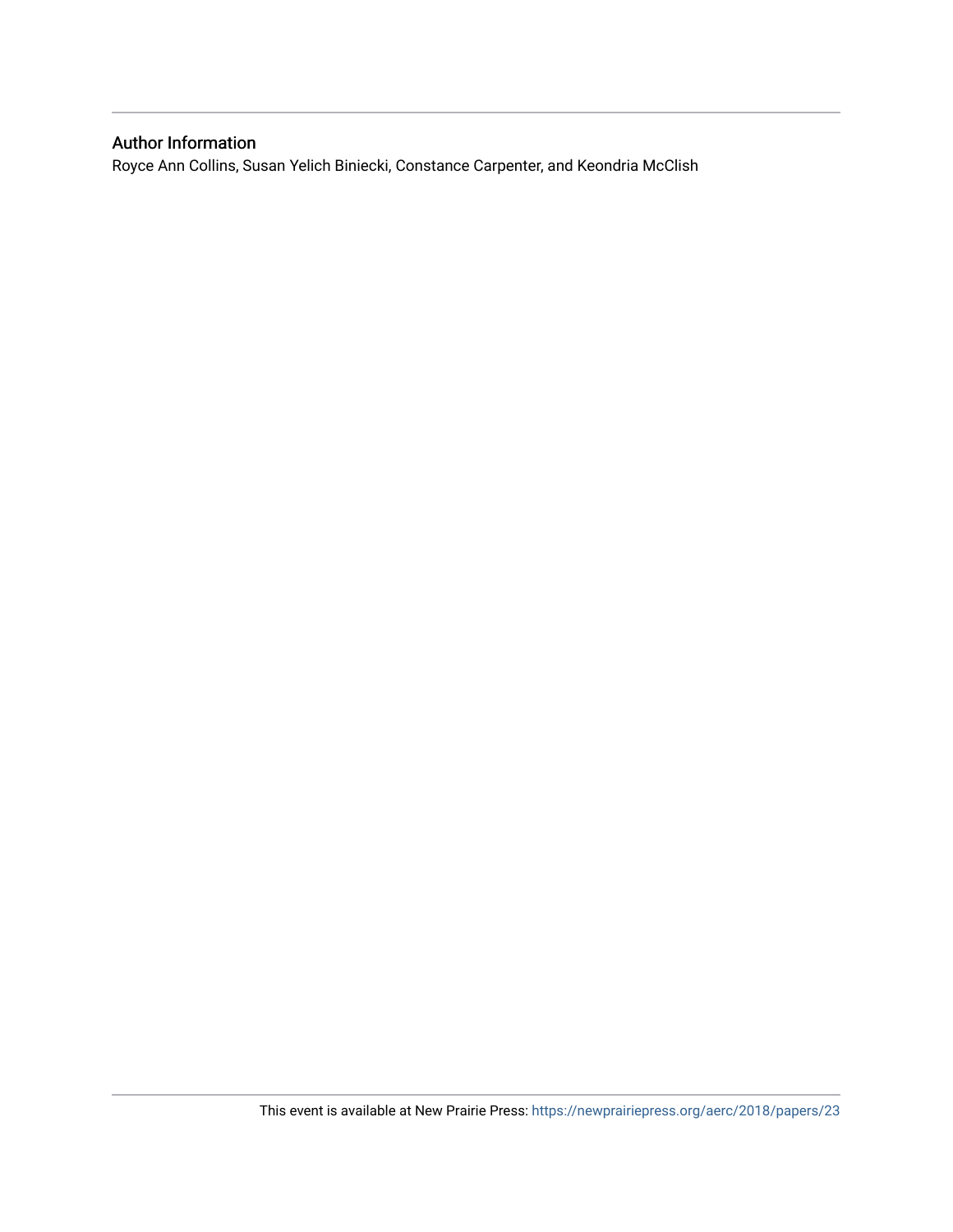## Author Information

Royce Ann Collins, Susan Yelich Biniecki, Constance Carpenter, and Keondria McClish

This event is available at New Prairie Press: https://newprairiepress.org/aerc/2018/papers/23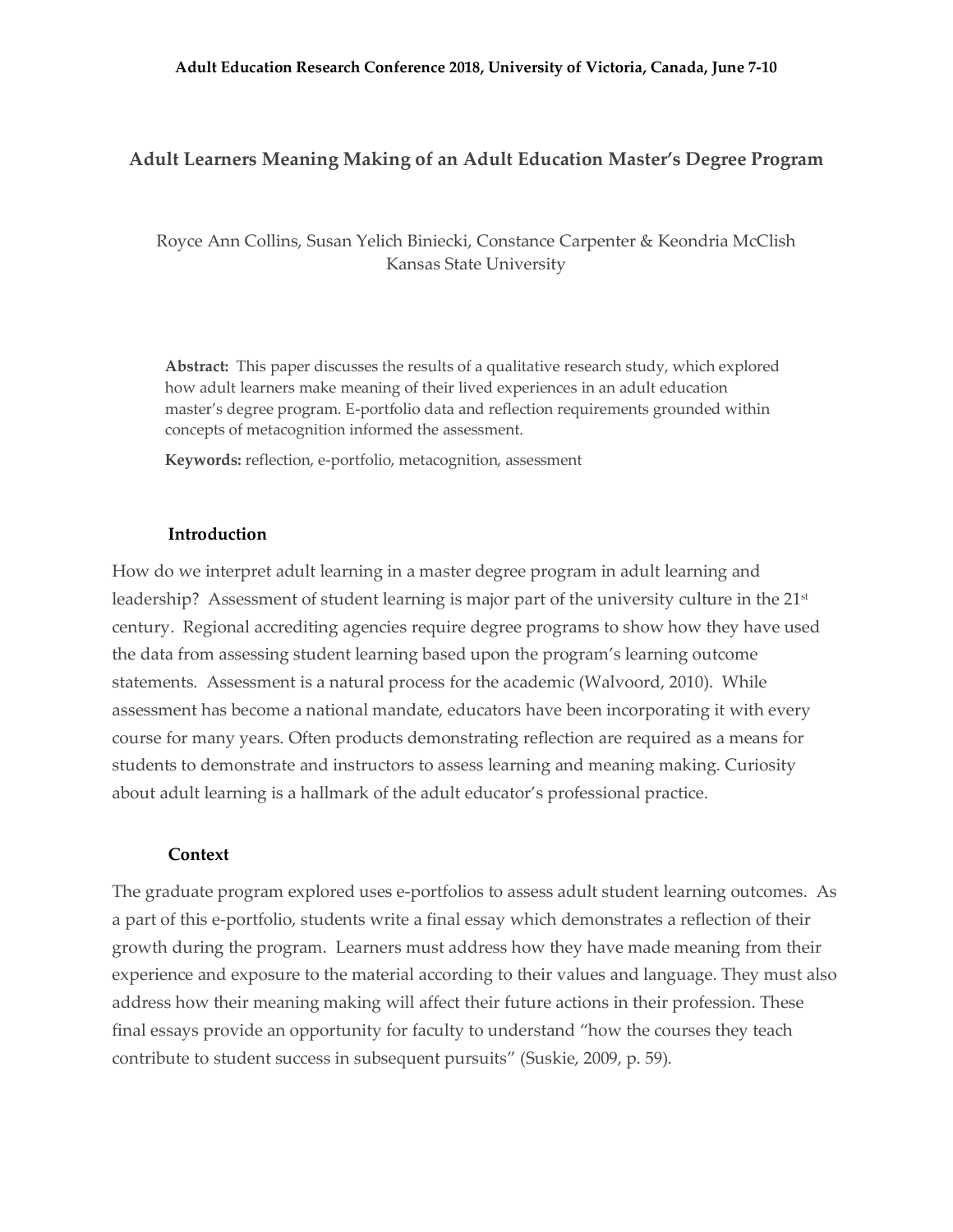# Adult Learners Meaning Making of an Adult Education Master's Degree Program

Royce Ann Collins, Susan Yelich Biniecki, Constance Carpenter & Keondria McClish
Kansas State University

**Abstract:** This paper discusses the results of a qualitative research study, which explored how adult learners make meaning of their lived experiences in an adult education master's degree program. E-portfolio data and reflection requirements grounded within concepts of metacognition informed the assessment.

**Keywords:** reflection, e-portfolio, metacognition, assessment

## Introduction

How do we interpret adult learning in a master degree program in adult learning and leadership? Assessment of student learning is major part of the university culture in the 21st century. Regional accrediting agencies require degree programs to show how they have used the data from assessing student learning based upon the program's learning outcome statements. Assessment is a natural process for the academic (Walvoord, 2010). While assessment has become a national mandate, educators have been incorporating it with every course for many years. Often products demonstrating reflection are required as a means for students to demonstrate and instructors to assess learning and meaning making. Curiosity about adult learning is a hallmark of the adult educator's professional practice.

## Context

The graduate program explored uses e-portfolios to assess adult student learning outcomes. As a part of this e-portfolio, students write a final essay which demonstrates a reflection of their growth during the program. Learners must address how they have made meaning from their experience and exposure to the material according to their values and language. They must also address how their meaning making will affect their future actions in their profession. These final essays provide an opportunity for faculty to understand "how the courses they teach contribute to student success in subsequent pursuits" (Suskie, 2009, p. 59).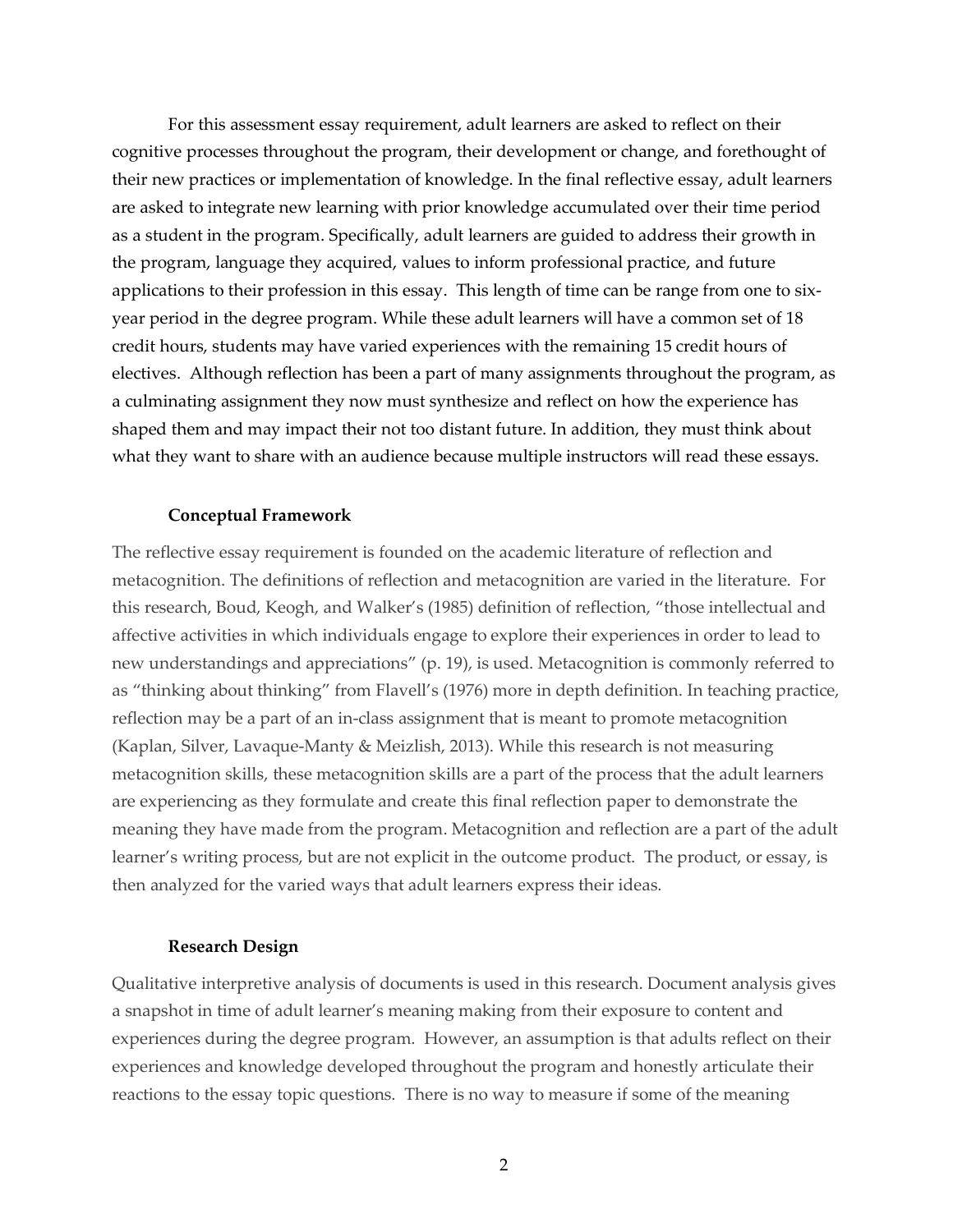For this assessment essay requirement, adult learners are asked to reflect on their cognitive processes throughout the program, their development or change, and forethought of their new practices or implementation of knowledge. In the final reflective essay, adult learners are asked to integrate new learning with prior knowledge accumulated over their time period as a student in the program. Specifically, adult learners are guided to address their growth in the program, language they acquired, values to inform professional practice, and future applications to their profession in this essay. This length of time can be range from one to six-year period in the degree program. While these adult learners will have a common set of 18 credit hours, students may have varied experiences with the remaining 15 credit hours of electives. Although reflection has been a part of many assignments throughout the program, as a culminating assignment they now must synthesize and reflect on how the experience has shaped them and may impact their not too distant future. In addition, they must think about what they want to share with an audience because multiple instructors will read these essays.

### Conceptual Framework

The reflective essay requirement is founded on the academic literature of reflection and metacognition. The definitions of reflection and metacognition are varied in the literature. For this research, Boud, Keogh, and Walker's (1985) definition of reflection, "those intellectual and affective activities in which individuals engage to explore their experiences in order to lead to new understandings and appreciations" (p. 19), is used. Metacognition is commonly referred to as "thinking about thinking" from Flavell's (1976) more in depth definition. In teaching practice, reflection may be a part of an in-class assignment that is meant to promote metacognition (Kaplan, Silver, Lavaque-Manty & Meizlish, 2013). While this research is not measuring metacognition skills, these metacognition skills are a part of the process that the adult learners are experiencing as they formulate and create this final reflection paper to demonstrate the meaning they have made from the program. Metacognition and reflection are a part of the adult learner's writing process, but are not explicit in the outcome product. The product, or essay, is then analyzed for the varied ways that adult learners express their ideas.

### Research Design

Qualitative interpretive analysis of documents is used in this research. Document analysis gives a snapshot in time of adult learner's meaning making from their exposure to content and experiences during the degree program. However, an assumption is that adults reflect on their experiences and knowledge developed throughout the program and honestly articulate their reactions to the essay topic questions. There is no way to measure if some of the meaning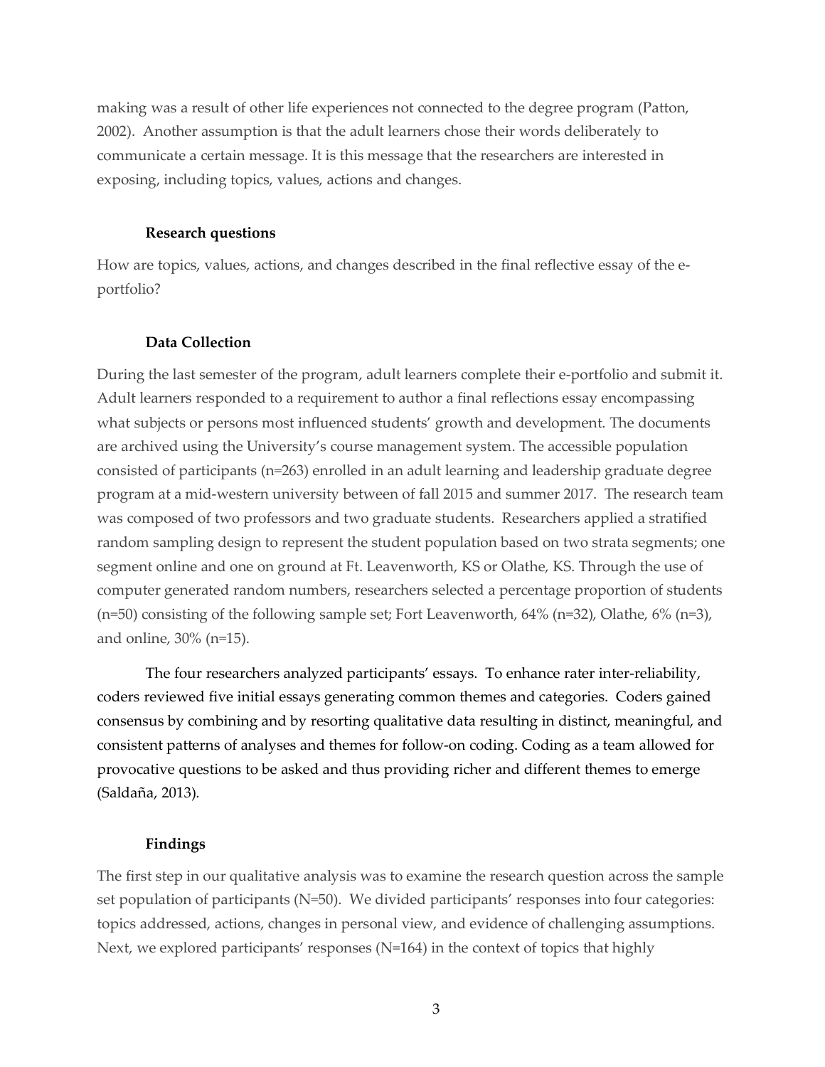making was a result of other life experiences not connected to the degree program (Patton, 2002). Another assumption is that the adult learners chose their words deliberately to communicate a certain message. It is this message that the researchers are interested in exposing, including topics, values, actions and changes.

### Research questions

How are topics, values, actions, and changes described in the final reflective essay of the e-portfolio?

### Data Collection

During the last semester of the program, adult learners complete their e-portfolio and submit it. Adult learners responded to a requirement to author a final reflections essay encompassing what subjects or persons most influenced students' growth and development. The documents are archived using the University's course management system. The accessible population consisted of participants (n=263) enrolled in an adult learning and leadership graduate degree program at a mid-western university between of fall 2015 and summer 2017. The research team was composed of two professors and two graduate students. Researchers applied a stratified random sampling design to represent the student population based on two strata segments; one segment online and one on ground at Ft. Leavenworth, KS or Olathe, KS. Through the use of computer generated random numbers, researchers selected a percentage proportion of students (n=50) consisting of the following sample set; Fort Leavenworth, 64% (n=32), Olathe, 6% (n=3), and online, 30% (n=15).

The four researchers analyzed participants' essays. To enhance rater inter-reliability, coders reviewed five initial essays generating common themes and categories. Coders gained consensus by combining and by resorting qualitative data resulting in distinct, meaningful, and consistent patterns of analyses and themes for follow-on coding. Coding as a team allowed for provocative questions to be asked and thus providing richer and different themes to emerge (Saldaña, 2013).

### Findings

The first step in our qualitative analysis was to examine the research question across the sample set population of participants (N=50). We divided participants' responses into four categories: topics addressed, actions, changes in personal view, and evidence of challenging assumptions. Next, we explored participants' responses (N=164) in the context of topics that highly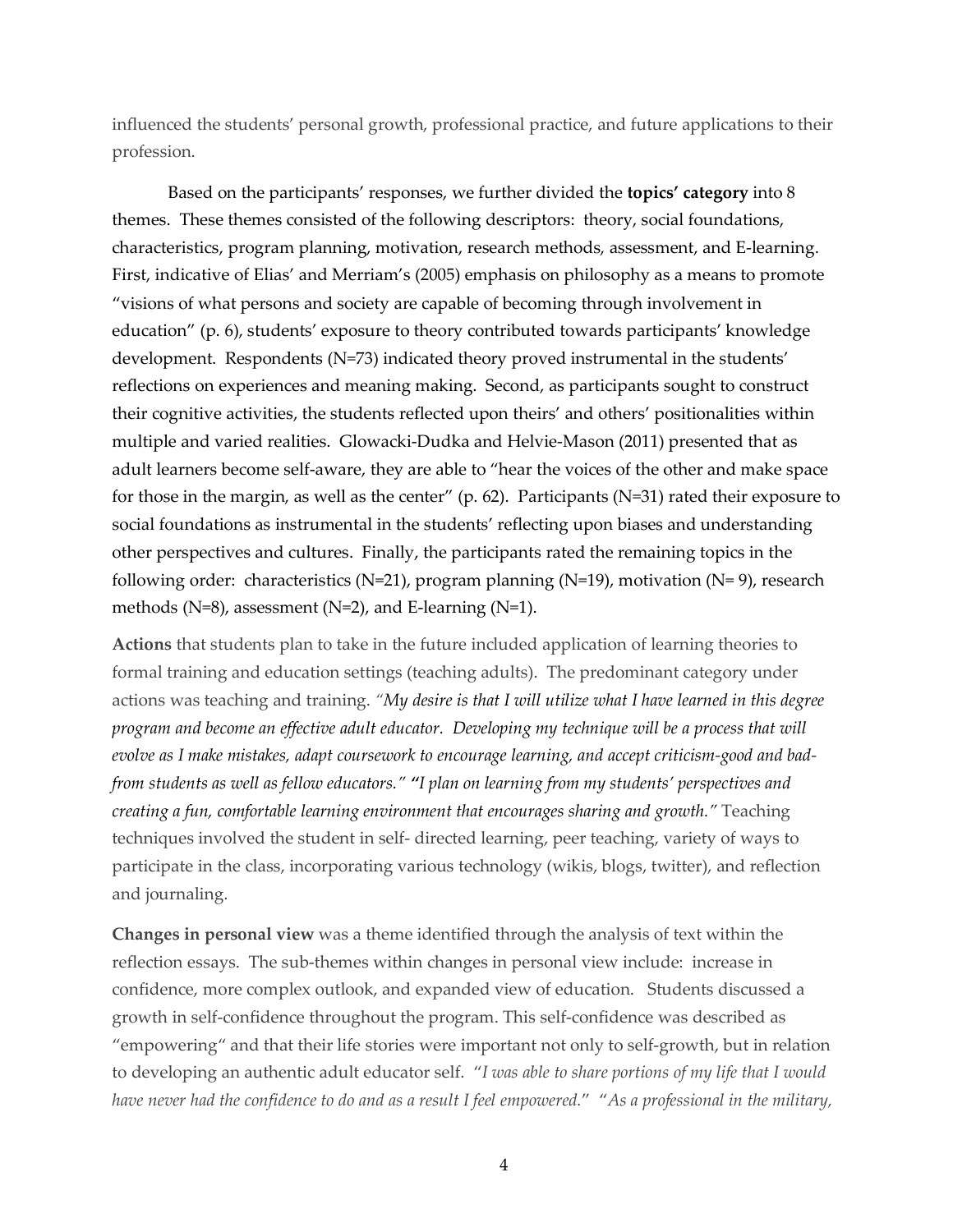influenced the students' personal growth, professional practice, and future applications to their profession.

Based on the participants' responses, we further divided the **topics' category** into 8 themes. These themes consisted of the following descriptors: theory, social foundations, characteristics, program planning, motivation, research methods, assessment, and E-learning. First, indicative of Elias' and Merriam's (2005) emphasis on philosophy as a means to promote "visions of what persons and society are capable of becoming through involvement in education" (p. 6), students' exposure to theory contributed towards participants' knowledge development. Respondents (N=73) indicated theory proved instrumental in the students' reflections on experiences and meaning making. Second, as participants sought to construct their cognitive activities, the students reflected upon theirs' and others' positionalities within multiple and varied realities. Glowacki-Dudka and Helvie-Mason (2011) presented that as adult learners become self-aware, they are able to "hear the voices of the other and make space for those in the margin, as well as the center" (p. 62). Participants (N=31) rated their exposure to social foundations as instrumental in the students' reflecting upon biases and understanding other perspectives and cultures. Finally, the participants rated the remaining topics in the following order: characteristics (N=21), program planning (N=19), motivation (N= 9), research methods (N=8), assessment (N=2), and E-learning (N=1).

**Actions** that students plan to take in the future included application of learning theories to formal training and education settings (teaching adults). The predominant category under actions was teaching and training. *"My desire is that I will utilize what I have learned in this degree program and become an effective adult educator. Developing my technique will be a process that will evolve as I make mistakes, adapt coursework to encourage learning, and accept criticism-good and bad-from students as well as fellow educators."* **"***I plan on learning from my students' perspectives and creating a fun, comfortable learning environment that encourages sharing and growth."* Teaching techniques involved the student in self- directed learning, peer teaching, variety of ways to participate in the class, incorporating various technology (wikis, blogs, twitter), and reflection and journaling.

**Changes in personal view** was a theme identified through the analysis of text within the reflection essays. The sub-themes within changes in personal view include: increase in confidence, more complex outlook, and expanded view of education. Students discussed a growth in self-confidence throughout the program. This self-confidence was described as "empowering" and that their life stories were important not only to self-growth, but in relation to developing an authentic adult educator self. "*I was able to share portions of my life that I would have never had the confidence to do and as a result I feel empowered.*" "*As a professional in the military,*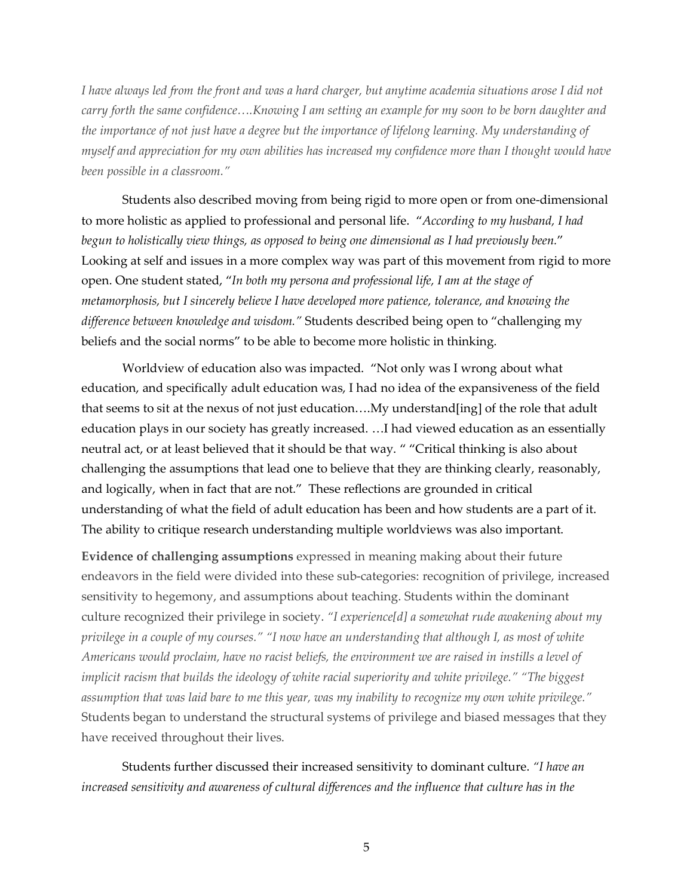*I have always led from the front and was a hard charger, but anytime academia situations arose I did not carry forth the same confidence….Knowing I am setting an example for my soon to be born daughter and the importance of not just have a degree but the importance of lifelong learning. My understanding of myself and appreciation for my own abilities has increased my confidence more than I thought would have been possible in a classroom."*

Students also described moving from being rigid to more open or from one-dimensional to more holistic as applied to professional and personal life. "*According to my husband, I had begun to holistically view things, as opposed to being one dimensional as I had previously been.*" Looking at self and issues in a more complex way was part of this movement from rigid to more open. One student stated, "*In both my persona and professional life, I am at the stage of metamorphosis, but I sincerely believe I have developed more patience, tolerance, and knowing the difference between knowledge and wisdom."* Students described being open to "challenging my beliefs and the social norms" to be able to become more holistic in thinking.

Worldview of education also was impacted. "Not only was I wrong about what education, and specifically adult education was, I had no idea of the expansiveness of the field that seems to sit at the nexus of not just education….My understand[ing] of the role that adult education plays in our society has greatly increased. …I had viewed education as an essentially neutral act, or at least believed that it should be that way. " "Critical thinking is also about challenging the assumptions that lead one to believe that they are thinking clearly, reasonably, and logically, when in fact that are not." These reflections are grounded in critical understanding of what the field of adult education has been and how students are a part of it. The ability to critique research understanding multiple worldviews was also important.

**Evidence of challenging assumptions** expressed in meaning making about their future endeavors in the field were divided into these sub-categories: recognition of privilege, increased sensitivity to hegemony, and assumptions about teaching. Students within the dominant culture recognized their privilege in society. *"I experience[d] a somewhat rude awakening about my privilege in a couple of my courses." "I now have an understanding that although I, as most of white Americans would proclaim, have no racist beliefs, the environment we are raised in instills a level of implicit racism that builds the ideology of white racial superiority and white privilege." "The biggest assumption that was laid bare to me this year, was my inability to recognize my own white privilege."* Students began to understand the structural systems of privilege and biased messages that they have received throughout their lives.

Students further discussed their increased sensitivity to dominant culture. *"I have an increased sensitivity and awareness of cultural differences and the influence that culture has in the*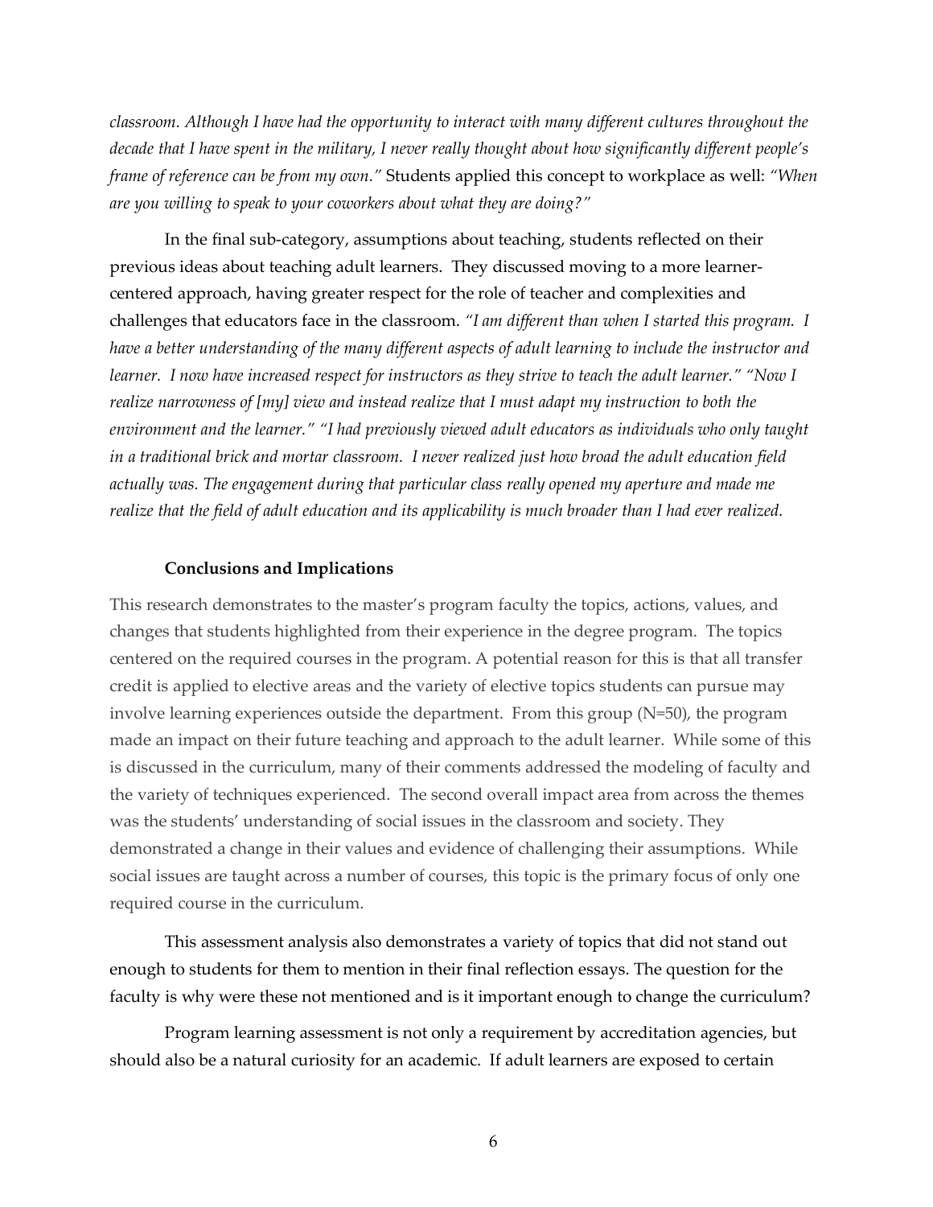*classroom. Although I have had the opportunity to interact with many different cultures throughout the decade that I have spent in the military, I never really thought about how significantly different people's frame of reference can be from my own."* Students applied this concept to workplace as well: *"When are you willing to speak to your coworkers about what they are doing?"*

In the final sub-category, assumptions about teaching, students reflected on their previous ideas about teaching adult learners. They discussed moving to a more learner-centered approach, having greater respect for the role of teacher and complexities and challenges that educators face in the classroom. *"I am different than when I started this program. I have a better understanding of the many different aspects of adult learning to include the instructor and learner. I now have increased respect for instructors as they strive to teach the adult learner." "Now I realize narrowness of [my] view and instead realize that I must adapt my instruction to both the environment and the learner." "I had previously viewed adult educators as individuals who only taught in a traditional brick and mortar classroom. I never realized just how broad the adult education field actually was. The engagement during that particular class really opened my aperture and made me realize that the field of adult education and its applicability is much broader than I had ever realized.*

**Conclusions and Implications**

This research demonstrates to the master's program faculty the topics, actions, values, and changes that students highlighted from their experience in the degree program. The topics centered on the required courses in the program. A potential reason for this is that all transfer credit is applied to elective areas and the variety of elective topics students can pursue may involve learning experiences outside the department. From this group (N=50), the program made an impact on their future teaching and approach to the adult learner. While some of this is discussed in the curriculum, many of their comments addressed the modeling of faculty and the variety of techniques experienced. The second overall impact area from across the themes was the students' understanding of social issues in the classroom and society. They demonstrated a change in their values and evidence of challenging their assumptions. While social issues are taught across a number of courses, this topic is the primary focus of only one required course in the curriculum.

This assessment analysis also demonstrates a variety of topics that did not stand out enough to students for them to mention in their final reflection essays. The question for the faculty is why were these not mentioned and is it important enough to change the curriculum?

Program learning assessment is not only a requirement by accreditation agencies, but should also be a natural curiosity for an academic. If adult learners are exposed to certain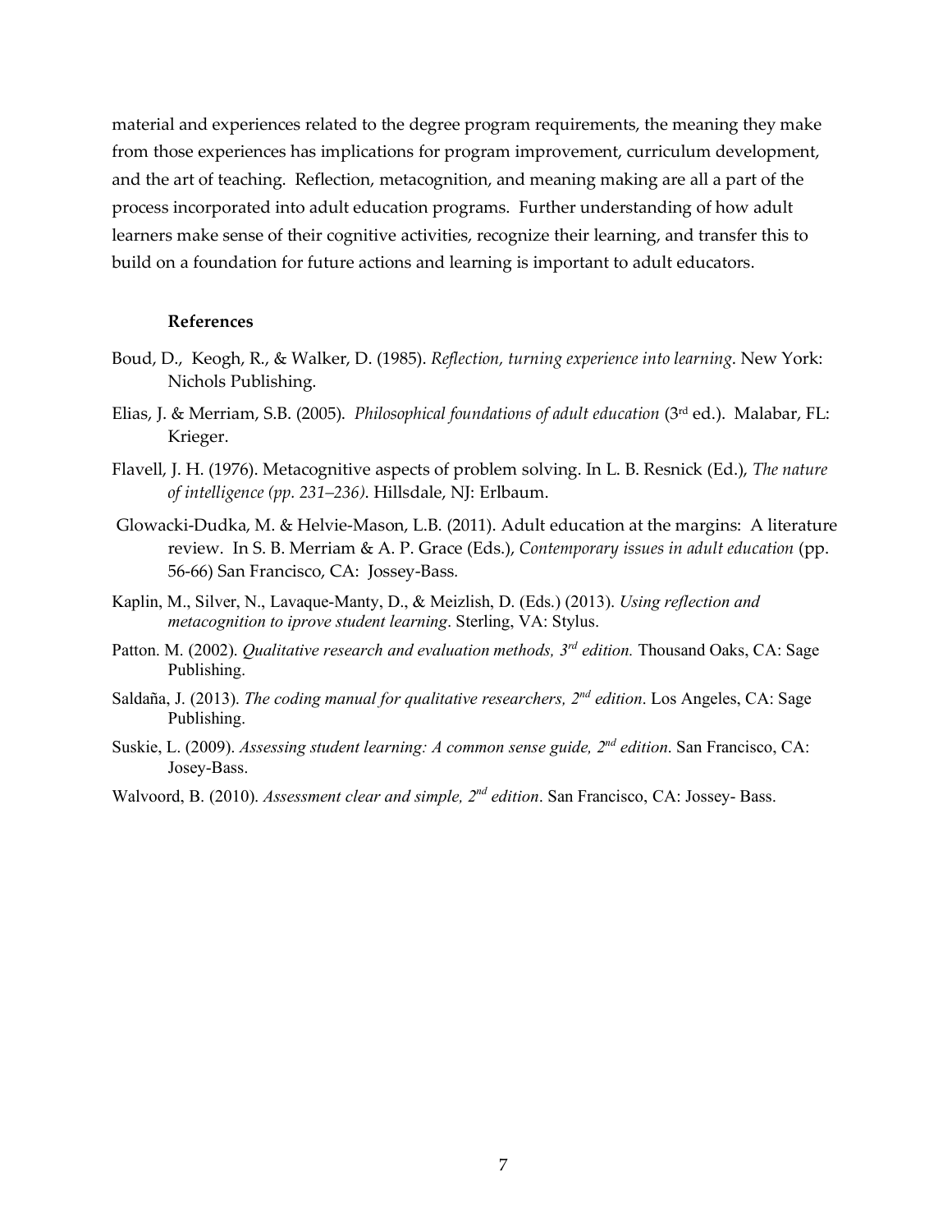material and experiences related to the degree program requirements, the meaning they make from those experiences has implications for program improvement, curriculum development, and the art of teaching. Reflection, metacognition, and meaning making are all a part of the process incorporated into adult education programs. Further understanding of how adult learners make sense of their cognitive activities, recognize their learning, and transfer this to build on a foundation for future actions and learning is important to adult educators.

## References

Boud, D., Keogh, R., & Walker, D. (1985). *Reflection, turning experience into learning*. New York: Nichols Publishing.

Elias, J. & Merriam, S.B. (2005). *Philosophical foundations of adult education* (3rd ed.). Malabar, FL: Krieger.

Flavell, J. H. (1976). Metacognitive aspects of problem solving. In L. B. Resnick (Ed.), *The nature of intelligence (pp. 231–236)*. Hillsdale, NJ: Erlbaum.

Glowacki-Dudka, M. & Helvie-Mason, L.B. (2011). Adult education at the margins: A literature review. In S. B. Merriam & A. P. Grace (Eds.), *Contemporary issues in adult education* (pp. 56-66) San Francisco, CA: Jossey-Bass.

Kaplin, M., Silver, N., Lavaque-Manty, D., & Meizlish, D. (Eds.) (2013). *Using reflection and metacognition to iprove student learning*. Sterling, VA: Stylus.

Patton. M. (2002). *Qualitative research and evaluation methods, 3rd edition.* Thousand Oaks, CA: Sage Publishing.

Saldaña, J. (2013). *The coding manual for qualitative researchers, 2nd edition*. Los Angeles, CA: Sage Publishing.

Suskie, L. (2009). *Assessing student learning: A common sense guide, 2nd edition*. San Francisco, CA: Josey-Bass.

Walvoord, B. (2010). *Assessment clear and simple, 2nd edition*. San Francisco, CA: Jossey- Bass.